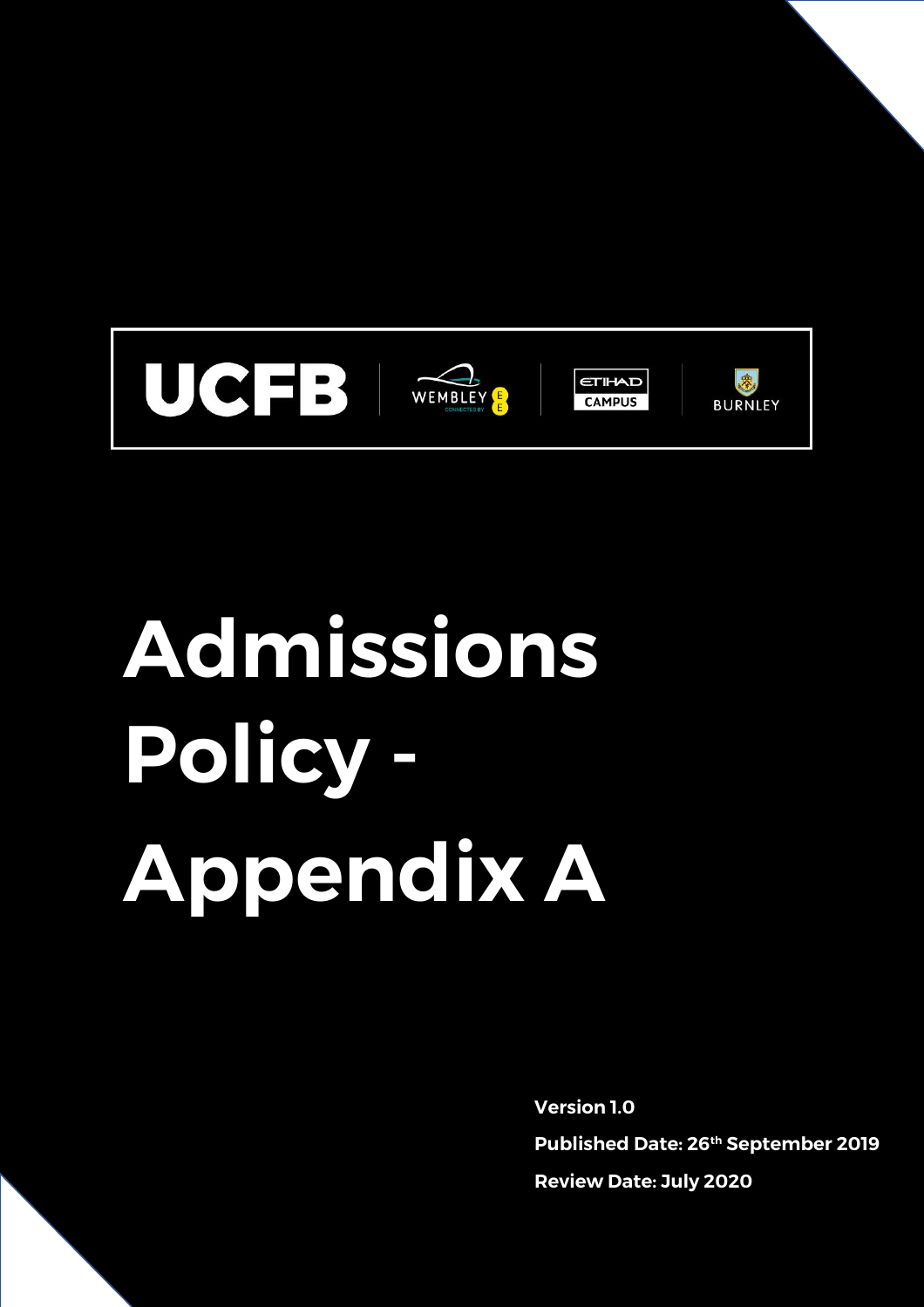UCFB | WEMBLEY | ETIHAD CAMPUS | BURNLEY

# Admissions Policy - Appendix A

**Version 1.0**

**Published Date: 26th September 2019**

**Review Date: July 2020**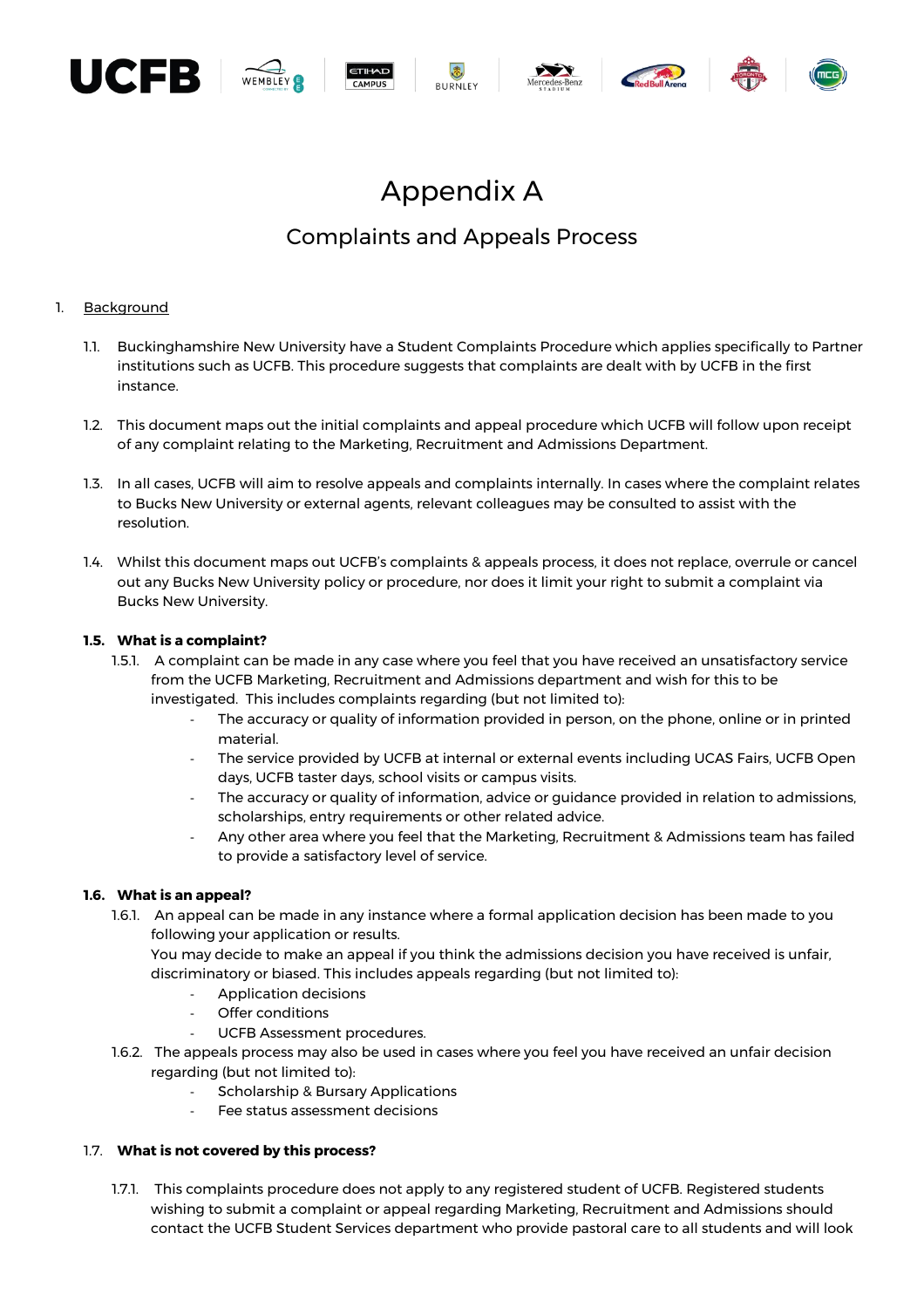# Appendix A

## Complaints and Appeals Process

1. Background

1.1. Buckinghamshire New University have a Student Complaints Procedure which applies specifically to Partner institutions such as UCFB. This procedure suggests that complaints are dealt with by UCFB in the first instance.

1.2. This document maps out the initial complaints and appeal procedure which UCFB will follow upon receipt of any complaint relating to the Marketing, Recruitment and Admissions Department.

1.3. In all cases, UCFB will aim to resolve appeals and complaints internally. In cases where the complaint relates to Bucks New University or external agents, relevant colleagues may be consulted to assist with the resolution.

1.4. Whilst this document maps out UCFB's complaints & appeals process, it does not replace, overrule or cancel out any Bucks New University policy or procedure, nor does it limit your right to submit a complaint via Bucks New University.

**1.5. What is a complaint?**

1.5.1. A complaint can be made in any case where you feel that you have received an unsatisfactory service from the UCFB Marketing, Recruitment and Admissions department and wish for this to be investigated. This includes complaints regarding (but not limited to):

- The accuracy or quality of information provided in person, on the phone, online or in printed material.
- The service provided by UCFB at internal or external events including UCAS Fairs, UCFB Open days, UCFB taster days, school visits or campus visits.
- The accuracy or quality of information, advice or guidance provided in relation to admissions, scholarships, entry requirements or other related advice.
- Any other area where you feel that the Marketing, Recruitment & Admissions team has failed to provide a satisfactory level of service.

**1.6. What is an appeal?**

1.6.1. An appeal can be made in any instance where a formal application decision has been made to you following your application or results.
You may decide to make an appeal if you think the admissions decision you have received is unfair, discriminatory or biased. This includes appeals regarding (but not limited to):

- Application decisions
- Offer conditions
- UCFB Assessment procedures.

1.6.2. The appeals process may also be used in cases where you feel you have received an unfair decision regarding (but not limited to):

- Scholarship & Bursary Applications
- Fee status assessment decisions

1.7. **What is not covered by this process?**

1.7.1. This complaints procedure does not apply to any registered student of UCFB. Registered students wishing to submit a complaint or appeal regarding Marketing, Recruitment and Admissions should contact the UCFB Student Services department who provide pastoral care to all students and will look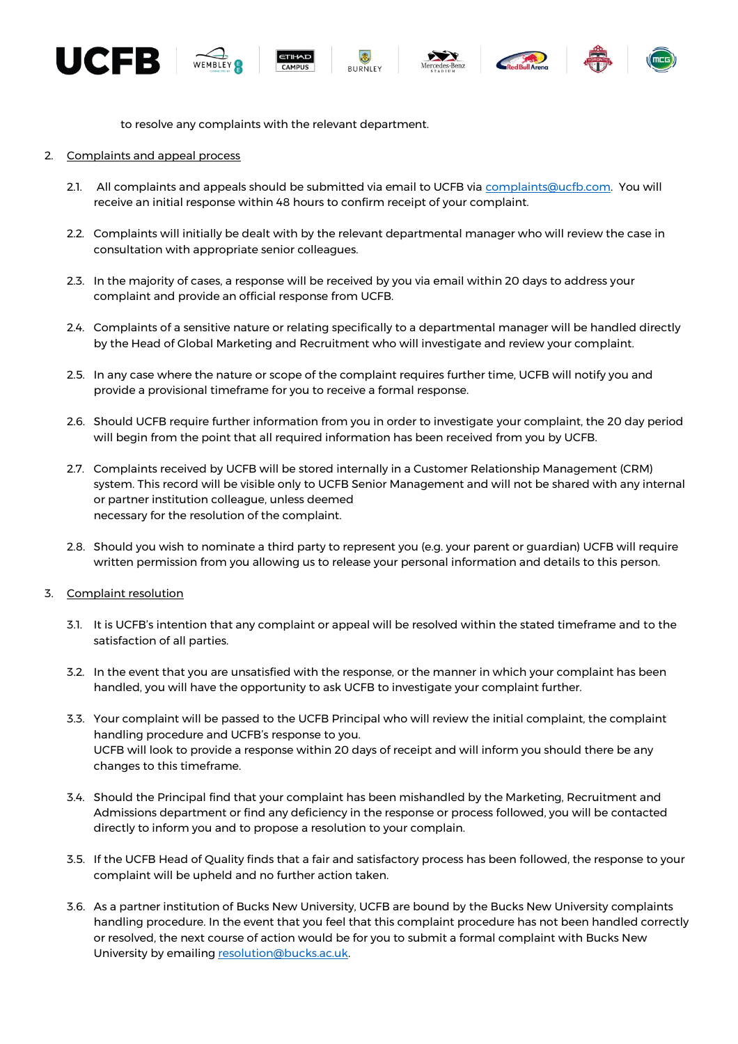to resolve any complaints with the relevant department.

2. Complaints and appeal process

   2.1. All complaints and appeals should be submitted via email to UCFB via complaints@ucfb.com. You will receive an initial response within 48 hours to confirm receipt of your complaint.

   2.2. Complaints will initially be dealt with by the relevant departmental manager who will review the case in consultation with appropriate senior colleagues.

   2.3. In the majority of cases, a response will be received by you via email within 20 days to address your complaint and provide an official response from UCFB.

   2.4. Complaints of a sensitive nature or relating specifically to a departmental manager will be handled directly by the Head of Global Marketing and Recruitment who will investigate and review your complaint.

   2.5. In any case where the nature or scope of the complaint requires further time, UCFB will notify you and provide a provisional timeframe for you to receive a formal response.

   2.6. Should UCFB require further information from you in order to investigate your complaint, the 20 day period will begin from the point that all required information has been received from you by UCFB.

   2.7. Complaints received by UCFB will be stored internally in a Customer Relationship Management (CRM) system. This record will be visible only to UCFB Senior Management and will not be shared with any internal or partner institution colleague, unless deemed necessary for the resolution of the complaint.

   2.8. Should you wish to nominate a third party to represent you (e.g. your parent or guardian) UCFB will require written permission from you allowing us to release your personal information and details to this person.

3. Complaint resolution

   3.1. It is UCFB's intention that any complaint or appeal will be resolved within the stated timeframe and to the satisfaction of all parties.

   3.2. In the event that you are unsatisfied with the response, or the manner in which your complaint has been handled, you will have the opportunity to ask UCFB to investigate your complaint further.

   3.3. Your complaint will be passed to the UCFB Principal who will review the initial complaint, the complaint handling procedure and UCFB's response to you.
   UCFB will look to provide a response within 20 days of receipt and will inform you should there be any changes to this timeframe.

   3.4. Should the Principal find that your complaint has been mishandled by the Marketing, Recruitment and Admissions department or find any deficiency in the response or process followed, you will be contacted directly to inform you and to propose a resolution to your complain.

   3.5. If the UCFB Head of Quality finds that a fair and satisfactory process has been followed, the response to your complaint will be upheld and no further action taken.

   3.6. As a partner institution of Bucks New University, UCFB are bound by the Bucks New University complaints handling procedure. In the event that you feel that this complaint procedure has not been handled correctly or resolved, the next course of action would be for you to submit a formal complaint with Bucks New University by emailing resolution@bucks.ac.uk.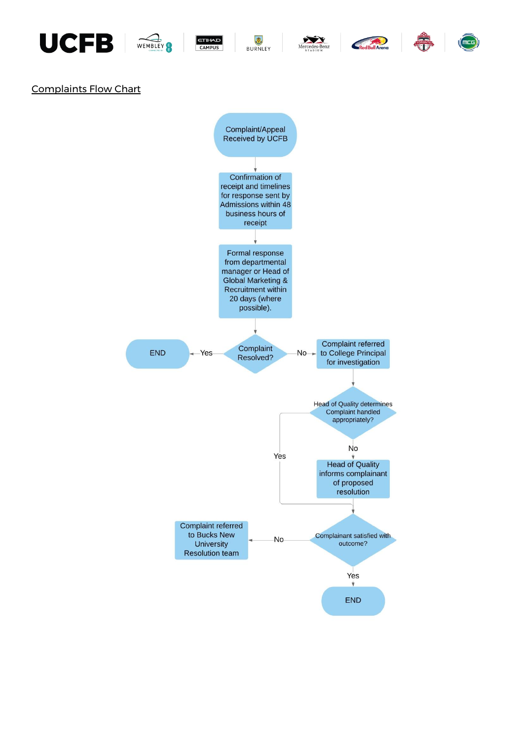Complaints Flow Chart

Complaint/Appeal Received by UCFB

Confirmation of receipt and timelines for response sent by Admissions within 48 business hours of receipt

Formal response from departmental manager or Head of Global Marketing & Recruitment within 20 days (where possible).

Complaint Resolved?

Yes

END

No

Complaint referred to College Principal for investigation

Head of Quality determines Complaint handled appropriately?

Yes

No

Head of Quality informs complainant of proposed resolution

Complainant satisfied with outcome?

No

Complaint referred to Bucks New University Resolution team

Yes

END